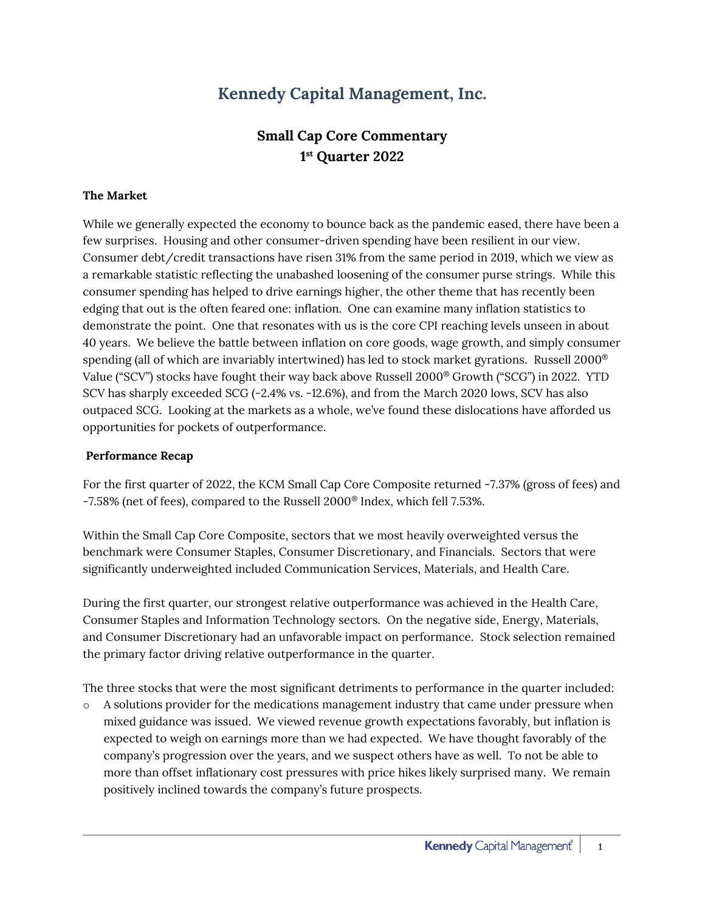# Kennedy Capital Management, Inc.

## Small Cap Core Commentary
## 1st Quarter 2022

**The Market**

While we generally expected the economy to bounce back as the pandemic eased, there have been a few surprises. Housing and other consumer-driven spending have been resilient in our view. Consumer debt/credit transactions have risen 31% from the same period in 2019, which we view as a remarkable statistic reflecting the unabashed loosening of the consumer purse strings. While this consumer spending has helped to drive earnings higher, the other theme that has recently been edging that out is the often feared one: inflation. One can examine many inflation statistics to demonstrate the point. One that resonates with us is the core CPI reaching levels unseen in about 40 years. We believe the battle between inflation on core goods, wage growth, and simply consumer spending (all of which are invariably intertwined) has led to stock market gyrations. Russell 2000® Value ("SCV") stocks have fought their way back above Russell 2000® Growth ("SCG") in 2022. YTD SCV has sharply exceeded SCG (-2.4% vs. -12.6%), and from the March 2020 lows, SCV has also outpaced SCG. Looking at the markets as a whole, we've found these dislocations have afforded us opportunities for pockets of outperformance.

**Performance Recap**

For the first quarter of 2022, the KCM Small Cap Core Composite returned -7.37% (gross of fees) and -7.58% (net of fees), compared to the Russell 2000® Index, which fell 7.53%.

Within the Small Cap Core Composite, sectors that we most heavily overweighted versus the benchmark were Consumer Staples, Consumer Discretionary, and Financials. Sectors that were significantly underweighted included Communication Services, Materials, and Health Care.

During the first quarter, our strongest relative outperformance was achieved in the Health Care, Consumer Staples and Information Technology sectors. On the negative side, Energy, Materials, and Consumer Discretionary had an unfavorable impact on performance. Stock selection remained the primary factor driving relative outperformance in the quarter.

The three stocks that were the most significant detriments to performance in the quarter included:

- A solutions provider for the medications management industry that came under pressure when mixed guidance was issued. We viewed revenue growth expectations favorably, but inflation is expected to weigh on earnings more than we had expected. We have thought favorably of the company's progression over the years, and we suspect others have as well. To not be able to more than offset inflationary cost pressures with price hikes likely surprised many. We remain positively inclined towards the company's future prospects.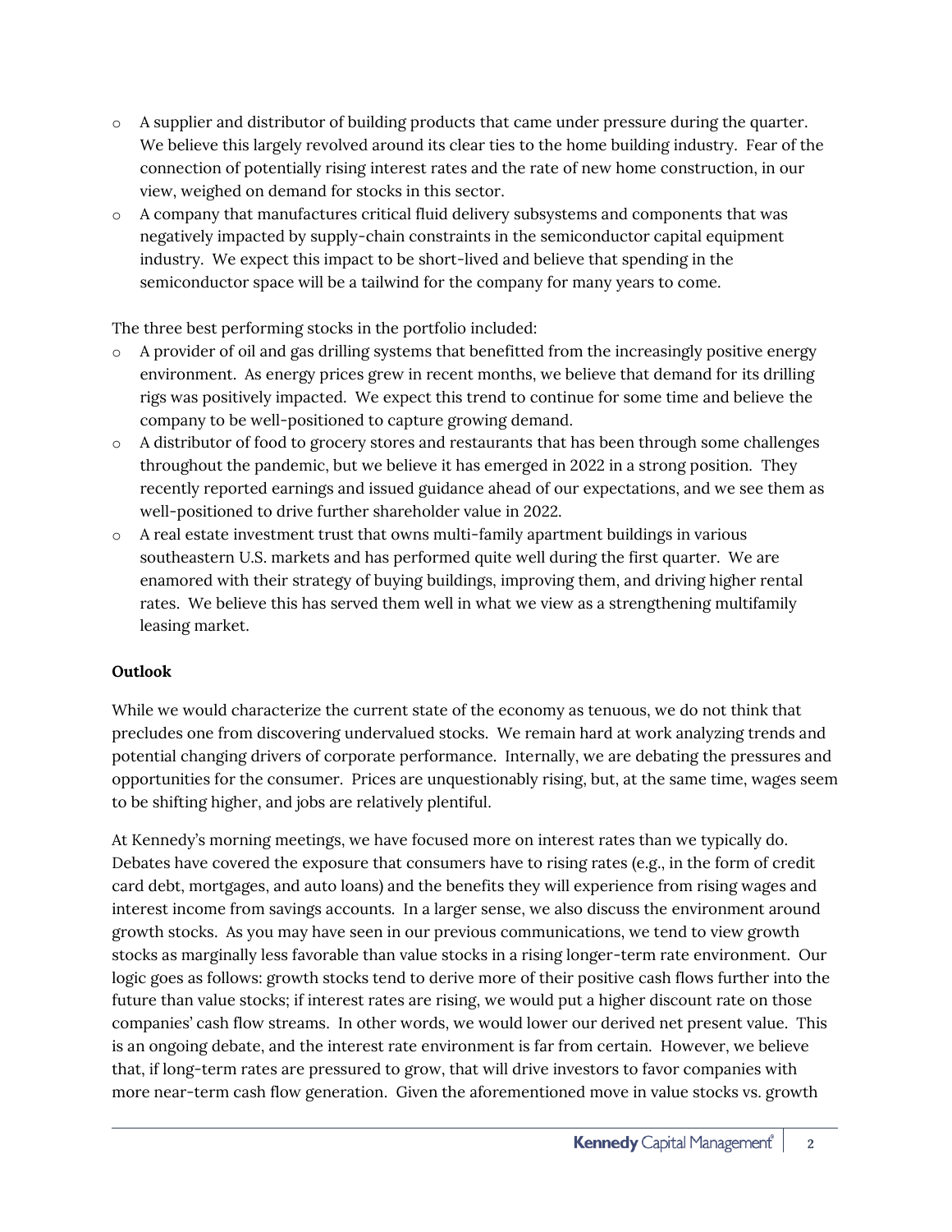- A supplier and distributor of building products that came under pressure during the quarter. We believe this largely revolved around its clear ties to the home building industry. Fear of the connection of potentially rising interest rates and the rate of new home construction, in our view, weighed on demand for stocks in this sector.
- A company that manufactures critical fluid delivery subsystems and components that was negatively impacted by supply-chain constraints in the semiconductor capital equipment industry. We expect this impact to be short-lived and believe that spending in the semiconductor space will be a tailwind for the company for many years to come.

The three best performing stocks in the portfolio included:

- A provider of oil and gas drilling systems that benefitted from the increasingly positive energy environment. As energy prices grew in recent months, we believe that demand for its drilling rigs was positively impacted. We expect this trend to continue for some time and believe the company to be well-positioned to capture growing demand.
- A distributor of food to grocery stores and restaurants that has been through some challenges throughout the pandemic, but we believe it has emerged in 2022 in a strong position. They recently reported earnings and issued guidance ahead of our expectations, and we see them as well-positioned to drive further shareholder value in 2022.
- A real estate investment trust that owns multi-family apartment buildings in various southeastern U.S. markets and has performed quite well during the first quarter. We are enamored with their strategy of buying buildings, improving them, and driving higher rental rates. We believe this has served them well in what we view as a strengthening multifamily leasing market.

**Outlook**

While we would characterize the current state of the economy as tenuous, we do not think that precludes one from discovering undervalued stocks. We remain hard at work analyzing trends and potential changing drivers of corporate performance. Internally, we are debating the pressures and opportunities for the consumer. Prices are unquestionably rising, but, at the same time, wages seem to be shifting higher, and jobs are relatively plentiful.

At Kennedy's morning meetings, we have focused more on interest rates than we typically do. Debates have covered the exposure that consumers have to rising rates (e.g., in the form of credit card debt, mortgages, and auto loans) and the benefits they will experience from rising wages and interest income from savings accounts. In a larger sense, we also discuss the environment around growth stocks. As you may have seen in our previous communications, we tend to view growth stocks as marginally less favorable than value stocks in a rising longer-term rate environment. Our logic goes as follows: growth stocks tend to derive more of their positive cash flows further into the future than value stocks; if interest rates are rising, we would put a higher discount rate on those companies' cash flow streams. In other words, we would lower our derived net present value. This is an ongoing debate, and the interest rate environment is far from certain. However, we believe that, if long-term rates are pressured to grow, that will drive investors to favor companies with more near-term cash flow generation. Given the aforementioned move in value stocks vs. growth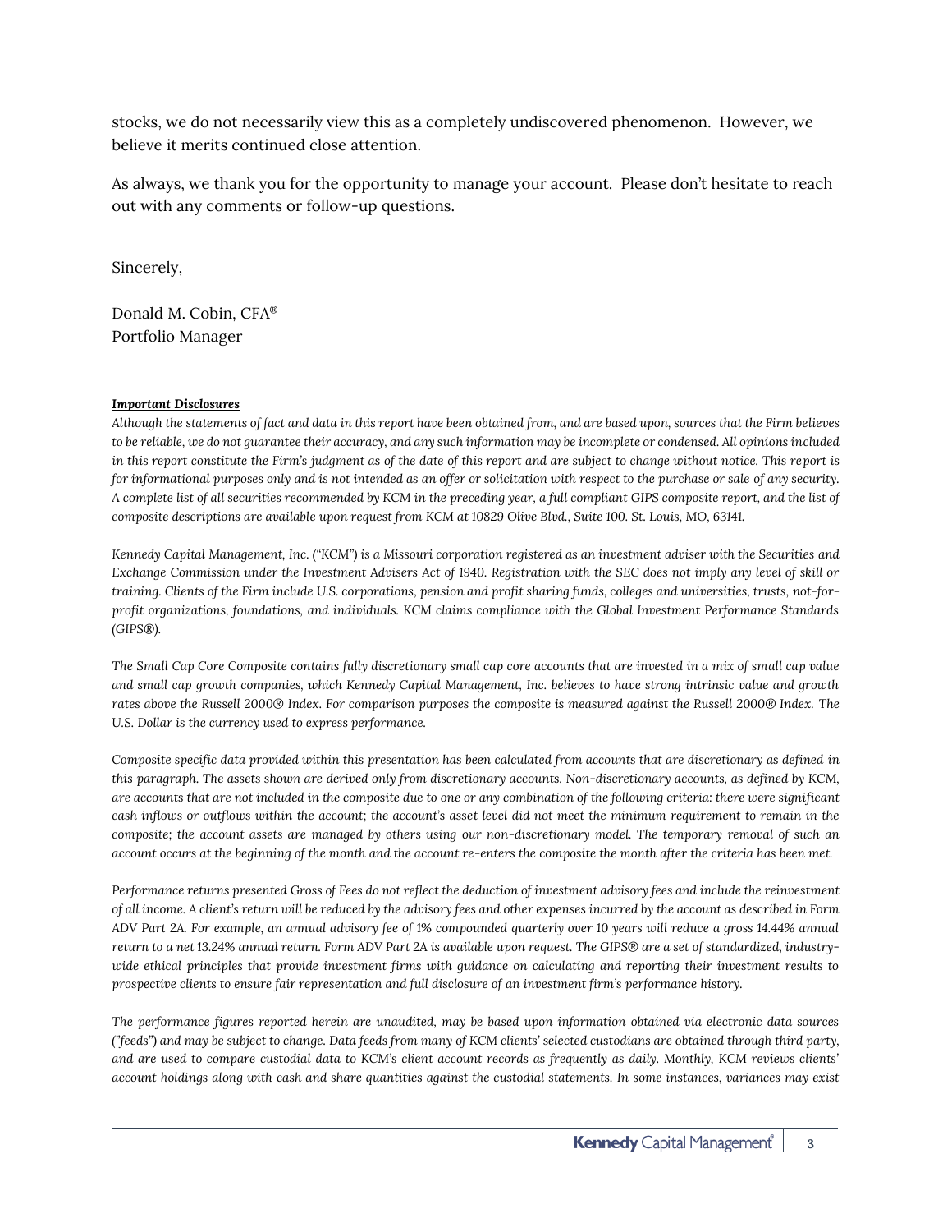stocks, we do not necessarily view this as a completely undiscovered phenomenon. However, we believe it merits continued close attention.

As always, we thank you for the opportunity to manage your account. Please don't hesitate to reach out with any comments or follow-up questions.

Sincerely,

Donald M. Cobin, CFA®
Portfolio Manager

***Important Disclosures***

*Although the statements of fact and data in this report have been obtained from, and are based upon, sources that the Firm believes to be reliable, we do not guarantee their accuracy, and any such information may be incomplete or condensed. All opinions included in this report constitute the Firm's judgment as of the date of this report and are subject to change without notice. This report is for informational purposes only and is not intended as an offer or solicitation with respect to the purchase or sale of any security. A complete list of all securities recommended by KCM in the preceding year, a full compliant GIPS composite report, and the list of composite descriptions are available upon request from KCM at 10829 Olive Blvd., Suite 100. St. Louis, MO, 63141.*

*Kennedy Capital Management, Inc. ("KCM") is a Missouri corporation registered as an investment adviser with the Securities and Exchange Commission under the Investment Advisers Act of 1940. Registration with the SEC does not imply any level of skill or training. Clients of the Firm include U.S. corporations, pension and profit sharing funds, colleges and universities, trusts, not-for-profit organizations, foundations, and individuals. KCM claims compliance with the Global Investment Performance Standards (GIPS®).*

*The Small Cap Core Composite contains fully discretionary small cap core accounts that are invested in a mix of small cap value and small cap growth companies, which Kennedy Capital Management, Inc. believes to have strong intrinsic value and growth rates above the Russell 2000® Index. For comparison purposes the composite is measured against the Russell 2000® Index. The U.S. Dollar is the currency used to express performance.*

*Composite specific data provided within this presentation has been calculated from accounts that are discretionary as defined in this paragraph. The assets shown are derived only from discretionary accounts. Non-discretionary accounts, as defined by KCM, are accounts that are not included in the composite due to one or any combination of the following criteria: there were significant cash inflows or outflows within the account; the account's asset level did not meet the minimum requirement to remain in the composite; the account assets are managed by others using our non-discretionary model. The temporary removal of such an account occurs at the beginning of the month and the account re-enters the composite the month after the criteria has been met.*

*Performance returns presented Gross of Fees do not reflect the deduction of investment advisory fees and include the reinvestment of all income. A client's return will be reduced by the advisory fees and other expenses incurred by the account as described in Form ADV Part 2A. For example, an annual advisory fee of 1% compounded quarterly over 10 years will reduce a gross 14.44% annual return to a net 13.24% annual return. Form ADV Part 2A is available upon request. The GIPS® are a set of standardized, industry-wide ethical principles that provide investment firms with guidance on calculating and reporting their investment results to prospective clients to ensure fair representation and full disclosure of an investment firm's performance history.*

*The performance figures reported herein are unaudited, may be based upon information obtained via electronic data sources ("feeds") and may be subject to change. Data feeds from many of KCM clients' selected custodians are obtained through third party, and are used to compare custodial data to KCM's client account records as frequently as daily. Monthly, KCM reviews clients' account holdings along with cash and share quantities against the custodial statements. In some instances, variances may exist*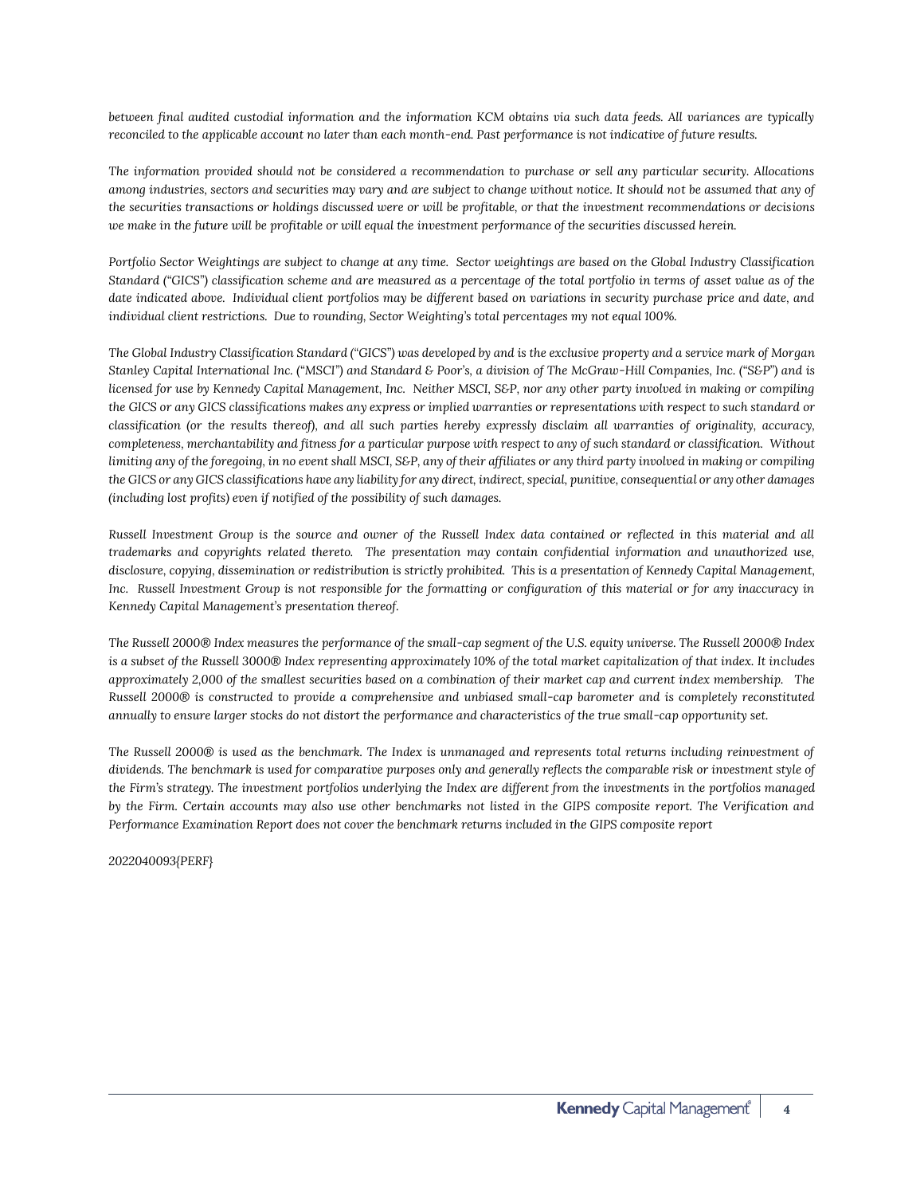*between final audited custodial information and the information KCM obtains via such data feeds. All variances are typically reconciled to the applicable account no later than each month-end. Past performance is not indicative of future results.*

*The information provided should not be considered a recommendation to purchase or sell any particular security. Allocations among industries, sectors and securities may vary and are subject to change without notice. It should not be assumed that any of the securities transactions or holdings discussed were or will be profitable, or that the investment recommendations or decisions we make in the future will be profitable or will equal the investment performance of the securities discussed herein.*

*Portfolio Sector Weightings are subject to change at any time. Sector weightings are based on the Global Industry Classification Standard ("GICS") classification scheme and are measured as a percentage of the total portfolio in terms of asset value as of the date indicated above. Individual client portfolios may be different based on variations in security purchase price and date, and individual client restrictions. Due to rounding, Sector Weighting's total percentages my not equal 100%.*

*The Global Industry Classification Standard ("GICS") was developed by and is the exclusive property and a service mark of Morgan Stanley Capital International Inc. ("MSCI") and Standard & Poor's, a division of The McGraw-Hill Companies, Inc. ("S&P") and is licensed for use by Kennedy Capital Management, Inc. Neither MSCI, S&P, nor any other party involved in making or compiling the GICS or any GICS classifications makes any express or implied warranties or representations with respect to such standard or classification (or the results thereof), and all such parties hereby expressly disclaim all warranties of originality, accuracy, completeness, merchantability and fitness for a particular purpose with respect to any of such standard or classification. Without limiting any of the foregoing, in no event shall MSCI, S&P, any of their affiliates or any third party involved in making or compiling the GICS or any GICS classifications have any liability for any direct, indirect, special, punitive, consequential or any other damages (including lost profits) even if notified of the possibility of such damages.*

*Russell Investment Group is the source and owner of the Russell Index data contained or reflected in this material and all trademarks and copyrights related thereto. The presentation may contain confidential information and unauthorized use, disclosure, copying, dissemination or redistribution is strictly prohibited. This is a presentation of Kennedy Capital Management, Inc. Russell Investment Group is not responsible for the formatting or configuration of this material or for any inaccuracy in Kennedy Capital Management's presentation thereof.*

*The Russell 2000® Index measures the performance of the small-cap segment of the U.S. equity universe. The Russell 2000® Index is a subset of the Russell 3000® Index representing approximately 10% of the total market capitalization of that index. It includes approximately 2,000 of the smallest securities based on a combination of their market cap and current index membership. The Russell 2000® is constructed to provide a comprehensive and unbiased small-cap barometer and is completely reconstituted annually to ensure larger stocks do not distort the performance and characteristics of the true small-cap opportunity set.*

*The Russell 2000® is used as the benchmark. The Index is unmanaged and represents total returns including reinvestment of dividends. The benchmark is used for comparative purposes only and generally reflects the comparable risk or investment style of the Firm's strategy. The investment portfolios underlying the Index are different from the investments in the portfolios managed by the Firm. Certain accounts may also use other benchmarks not listed in the GIPS composite report. The Verification and Performance Examination Report does not cover the benchmark returns included in the GIPS composite report*

2022040093{PERF}